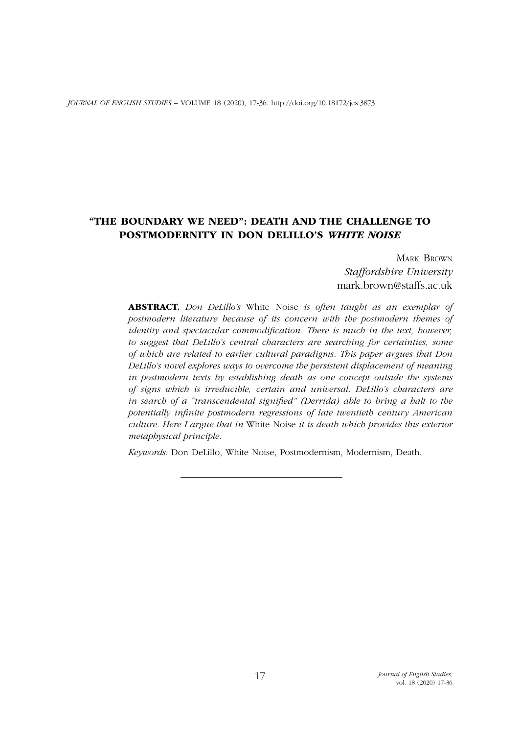# "THE BOUNDARY WE NEED": DEATH AND THE CHALLENGE TO POSTMODERNITY IN DON DELILLO'S *WHITE NOISE*

Mark Brown
*Staffordshire University*
mark.brown@staffs.ac.uk

**ABSTRACT.** *Don DeLillo's* White Noise *is often taught as an exemplar of postmodern literature because of its concern with the postmodern themes of identity and spectacular commodification. There is much in the text, however, to suggest that DeLillo's central characters are searching for certainties, some of which are related to earlier cultural paradigms. This paper argues that Don DeLillo's novel explores ways to overcome the persistent displacement of meaning in postmodern texts by establishing death as one concept outside the systems of signs which is irreducible, certain and universal. DeLillo's characters are in search of a "transcendental signified" (Derrida) able to bring a halt to the potentially infinite postmodern regressions of late twentieth century American culture. Here I argue that in* White Noise *it is death which provides this exterior metaphysical principle.*

*Keywords:* Don DeLillo, White Noise, Postmodernism, Modernism, Death.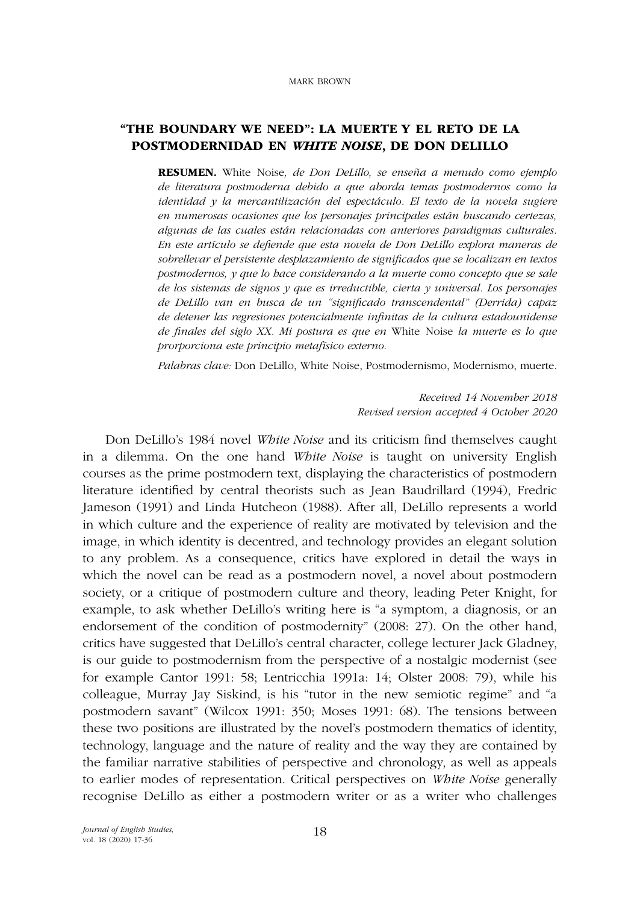## "THE BOUNDARY WE NEED": LA MUERTE Y EL RETO DE LA POSTMODERNIDAD EN *WHITE NOISE*, DE DON DELILLO

**RESUMEN.** White Noise*, de Don DeLillo, se enseña a menudo como ejemplo de literatura postmoderna debido a que aborda temas postmodernos como la identidad y la mercantilización del espectáculo. El texto de la novela sugiere en numerosas ocasiones que los personajes principales están buscando certezas, algunas de las cuales están relacionadas con anteriores paradigmas culturales. En este artículo se defiende que esta novela de Don DeLillo explora maneras de sobrellevar el persistente desplazamiento de significados que se localizan en textos postmodernos, y que lo hace considerando a la muerte como concepto que se sale de los sistemas de signos y que es irreducible, cierta y universal. Los personajes de DeLillo van en busca de un "significado transcendental" (Derrida) capaz de detener las regresiones potencialmente infinitas de la cultura estadounidense de finales del siglo XX. Mi postura es que en* White Noise *la muerte es lo que prorporciona este principio metafísico externo.*

*Palabras clave:* Don DeLillo, White Noise, Postmodernismo, Modernismo, muerte.

*Received 14 November 2018*
*Revised version accepted 4 October 2020*

Don DeLillo's 1984 novel *White Noise* and its criticism find themselves caught in a dilemma. On the one hand *White Noise* is taught on university English courses as the prime postmodern text, displaying the characteristics of postmodern literature identified by central theorists such as Jean Baudrillard (1994), Fredric Jameson (1991) and Linda Hutcheon (1988). After all, DeLillo represents a world in which culture and the experience of reality are motivated by television and the image, in which identity is decentred, and technology provides an elegant solution to any problem. As a consequence, critics have explored in detail the ways in which the novel can be read as a postmodern novel, a novel about postmodern society, or a critique of postmodern culture and theory, leading Peter Knight, for example, to ask whether DeLillo's writing here is "a symptom, a diagnosis, or an endorsement of the condition of postmodernity" (2008: 27). On the other hand, critics have suggested that DeLillo's central character, college lecturer Jack Gladney, is our guide to postmodernism from the perspective of a nostalgic modernist (see for example Cantor 1991: 58; Lentricchia 1991a: 14; Olster 2008: 79), while his colleague, Murray Jay Siskind, is his "tutor in the new semiotic regime" and "a postmodern savant" (Wilcox 1991: 350; Moses 1991: 68). The tensions between these two positions are illustrated by the novel's postmodern thematics of identity, technology, language and the nature of reality and the way they are contained by the familiar narrative stabilities of perspective and chronology, as well as appeals to earlier modes of representation. Critical perspectives on *White Noise* generally recognise DeLillo as either a postmodern writer or as a writer who challenges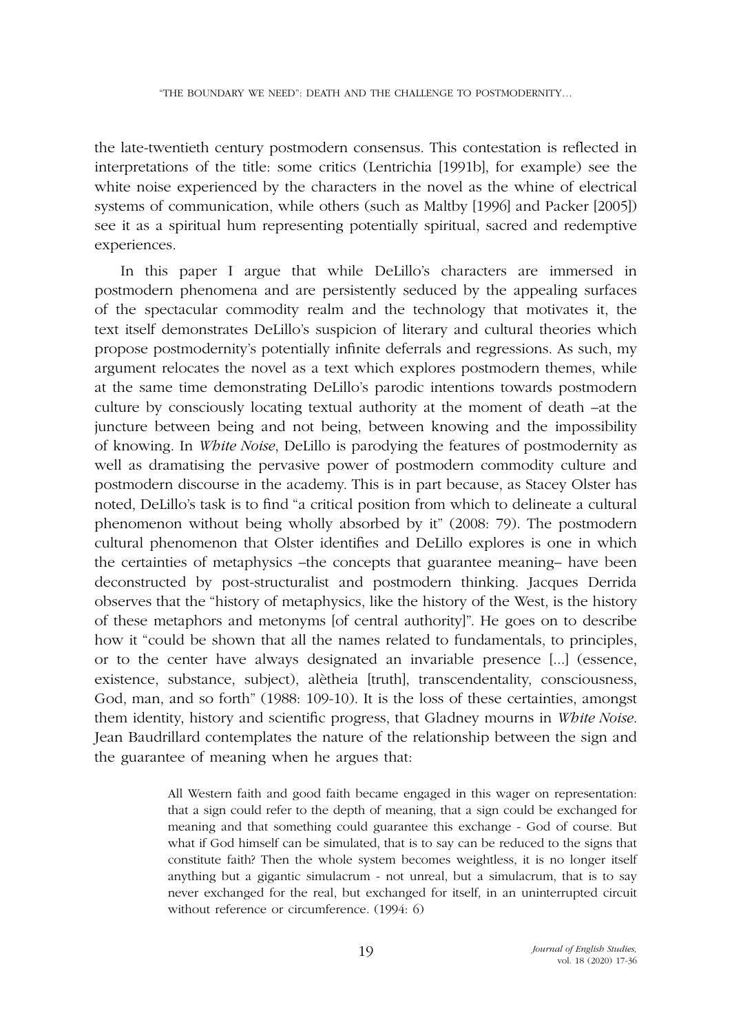the late-twentieth century postmodern consensus. This contestation is reflected in interpretations of the title: some critics (Lentrichia [1991b], for example) see the white noise experienced by the characters in the novel as the whine of electrical systems of communication, while others (such as Maltby [1996] and Packer [2005]) see it as a spiritual hum representing potentially spiritual, sacred and redemptive experiences.

In this paper I argue that while DeLillo's characters are immersed in postmodern phenomena and are persistently seduced by the appealing surfaces of the spectacular commodity realm and the technology that motivates it, the text itself demonstrates DeLillo's suspicion of literary and cultural theories which propose postmodernity's potentially infinite deferrals and regressions. As such, my argument relocates the novel as a text which explores postmodern themes, while at the same time demonstrating DeLillo's parodic intentions towards postmodern culture by consciously locating textual authority at the moment of death –at the juncture between being and not being, between knowing and the impossibility of knowing. In *White Noise*, DeLillo is parodying the features of postmodernity as well as dramatising the pervasive power of postmodern commodity culture and postmodern discourse in the academy. This is in part because, as Stacey Olster has noted, DeLillo's task is to find "a critical position from which to delineate a cultural phenomenon without being wholly absorbed by it" (2008: 79). The postmodern cultural phenomenon that Olster identifies and DeLillo explores is one in which the certainties of metaphysics –the concepts that guarantee meaning– have been deconstructed by post-structuralist and postmodern thinking. Jacques Derrida observes that the "history of metaphysics, like the history of the West, is the history of these metaphors and metonyms [of central authority]". He goes on to describe how it "could be shown that all the names related to fundamentals, to principles, or to the center have always designated an invariable presence [...] (essence, existence, substance, subject), alètheia [truth], transcendentality, consciousness, God, man, and so forth" (1988: 109-10). It is the loss of these certainties, amongst them identity, history and scientific progress, that Gladney mourns in *White Noise*. Jean Baudrillard contemplates the nature of the relationship between the sign and the guarantee of meaning when he argues that:

> All Western faith and good faith became engaged in this wager on representation: that a sign could refer to the depth of meaning, that a sign could be exchanged for meaning and that something could guarantee this exchange - God of course. But what if God himself can be simulated, that is to say can be reduced to the signs that constitute faith? Then the whole system becomes weightless, it is no longer itself anything but a gigantic simulacrum - not unreal, but a simulacrum, that is to say never exchanged for the real, but exchanged for itself, in an uninterrupted circuit without reference or circumference. (1994: 6)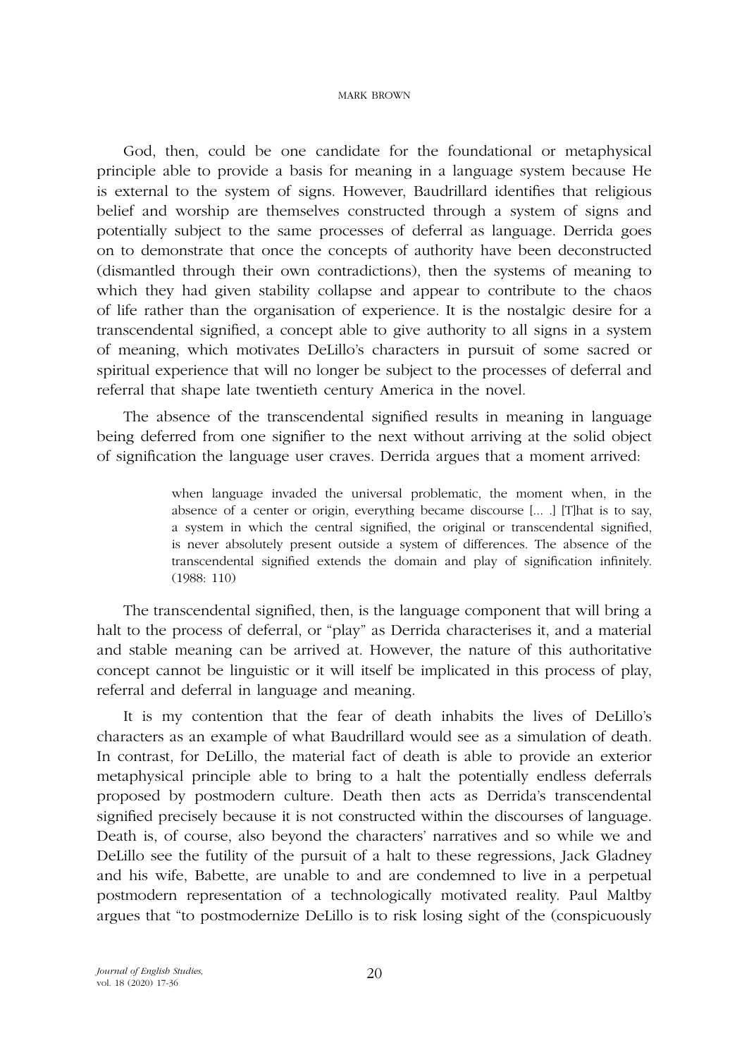God, then, could be one candidate for the foundational or metaphysical principle able to provide a basis for meaning in a language system because He is external to the system of signs. However, Baudrillard identifies that religious belief and worship are themselves constructed through a system of signs and potentially subject to the same processes of deferral as language. Derrida goes on to demonstrate that once the concepts of authority have been deconstructed (dismantled through their own contradictions), then the systems of meaning to which they had given stability collapse and appear to contribute to the chaos of life rather than the organisation of experience. It is the nostalgic desire for a transcendental signified, a concept able to give authority to all signs in a system of meaning, which motivates DeLillo's characters in pursuit of some sacred or spiritual experience that will no longer be subject to the processes of deferral and referral that shape late twentieth century America in the novel.

The absence of the transcendental signified results in meaning in language being deferred from one signifier to the next without arriving at the solid object of signification the language user craves. Derrida argues that a moment arrived:

> when language invaded the universal problematic, the moment when, in the absence of a center or origin, everything became discourse [... .] [T]hat is to say, a system in which the central signified, the original or transcendental signified, is never absolutely present outside a system of differences. The absence of the transcendental signified extends the domain and play of signification infinitely. (1988: 110)

The transcendental signified, then, is the language component that will bring a halt to the process of deferral, or "play" as Derrida characterises it, and a material and stable meaning can be arrived at. However, the nature of this authoritative concept cannot be linguistic or it will itself be implicated in this process of play, referral and deferral in language and meaning.

It is my contention that the fear of death inhabits the lives of DeLillo's characters as an example of what Baudrillard would see as a simulation of death. In contrast, for DeLillo, the material fact of death is able to provide an exterior metaphysical principle able to bring to a halt the potentially endless deferrals proposed by postmodern culture. Death then acts as Derrida's transcendental signified precisely because it is not constructed within the discourses of language. Death is, of course, also beyond the characters' narratives and so while we and DeLillo see the futility of the pursuit of a halt to these regressions, Jack Gladney and his wife, Babette, are unable to and are condemned to live in a perpetual postmodern representation of a technologically motivated reality. Paul Maltby argues that "to postmodernize DeLillo is to risk losing sight of the (conspicuously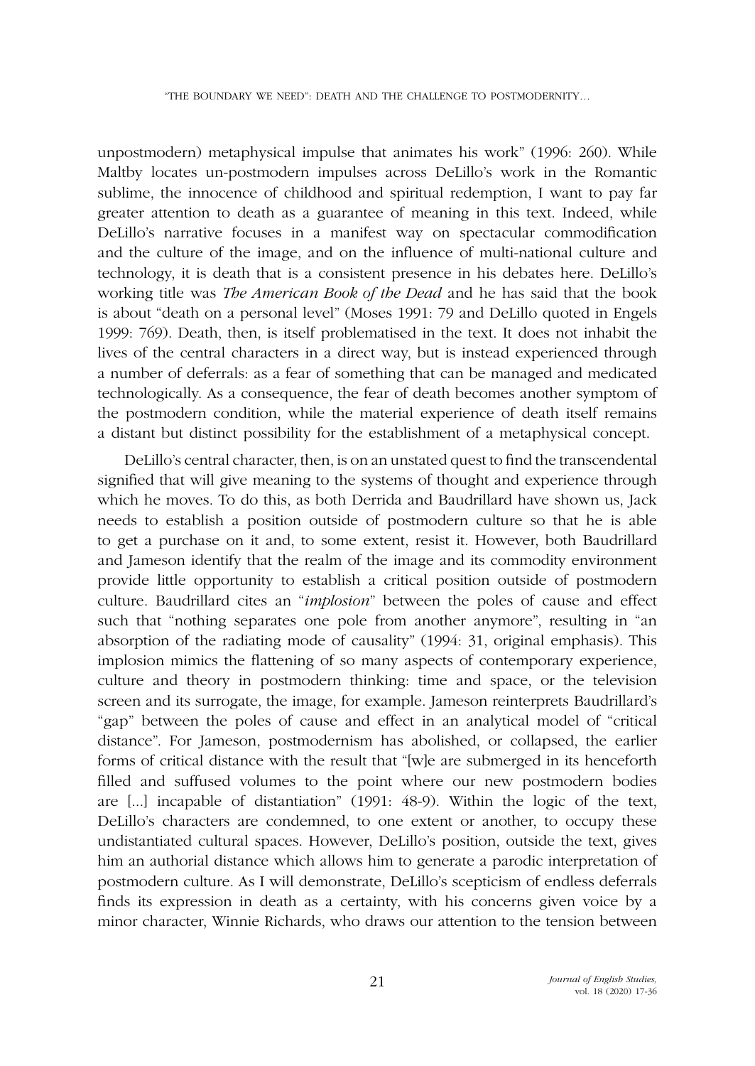unpostmodern) metaphysical impulse that animates his work" (1996: 260). While Maltby locates un-postmodern impulses across DeLillo's work in the Romantic sublime, the innocence of childhood and spiritual redemption, I want to pay far greater attention to death as a guarantee of meaning in this text. Indeed, while DeLillo's narrative focuses in a manifest way on spectacular commodification and the culture of the image, and on the influence of multi-national culture and technology, it is death that is a consistent presence in his debates here. DeLillo's working title was *The American Book of the Dead* and he has said that the book is about "death on a personal level" (Moses 1991: 79 and DeLillo quoted in Engels 1999: 769). Death, then, is itself problematised in the text. It does not inhabit the lives of the central characters in a direct way, but is instead experienced through a number of deferrals: as a fear of something that can be managed and medicated technologically. As a consequence, the fear of death becomes another symptom of the postmodern condition, while the material experience of death itself remains a distant but distinct possibility for the establishment of a metaphysical concept.

DeLillo's central character, then, is on an unstated quest to find the transcendental signified that will give meaning to the systems of thought and experience through which he moves. To do this, as both Derrida and Baudrillard have shown us, Jack needs to establish a position outside of postmodern culture so that he is able to get a purchase on it and, to some extent, resist it. However, both Baudrillard and Jameson identify that the realm of the image and its commodity environment provide little opportunity to establish a critical position outside of postmodern culture. Baudrillard cites an "*implosion*" between the poles of cause and effect such that "nothing separates one pole from another anymore", resulting in "an absorption of the radiating mode of causality" (1994: 31, original emphasis). This implosion mimics the flattening of so many aspects of contemporary experience, culture and theory in postmodern thinking: time and space, or the television screen and its surrogate, the image, for example. Jameson reinterprets Baudrillard's "gap" between the poles of cause and effect in an analytical model of "critical distance". For Jameson, postmodernism has abolished, or collapsed, the earlier forms of critical distance with the result that "[w]e are submerged in its henceforth filled and suffused volumes to the point where our new postmodern bodies are [...] incapable of distantiation" (1991: 48-9). Within the logic of the text, DeLillo's characters are condemned, to one extent or another, to occupy these undistantiated cultural spaces. However, DeLillo's position, outside the text, gives him an authorial distance which allows him to generate a parodic interpretation of postmodern culture. As I will demonstrate, DeLillo's scepticism of endless deferrals finds its expression in death as a certainty, with his concerns given voice by a minor character, Winnie Richards, who draws our attention to the tension between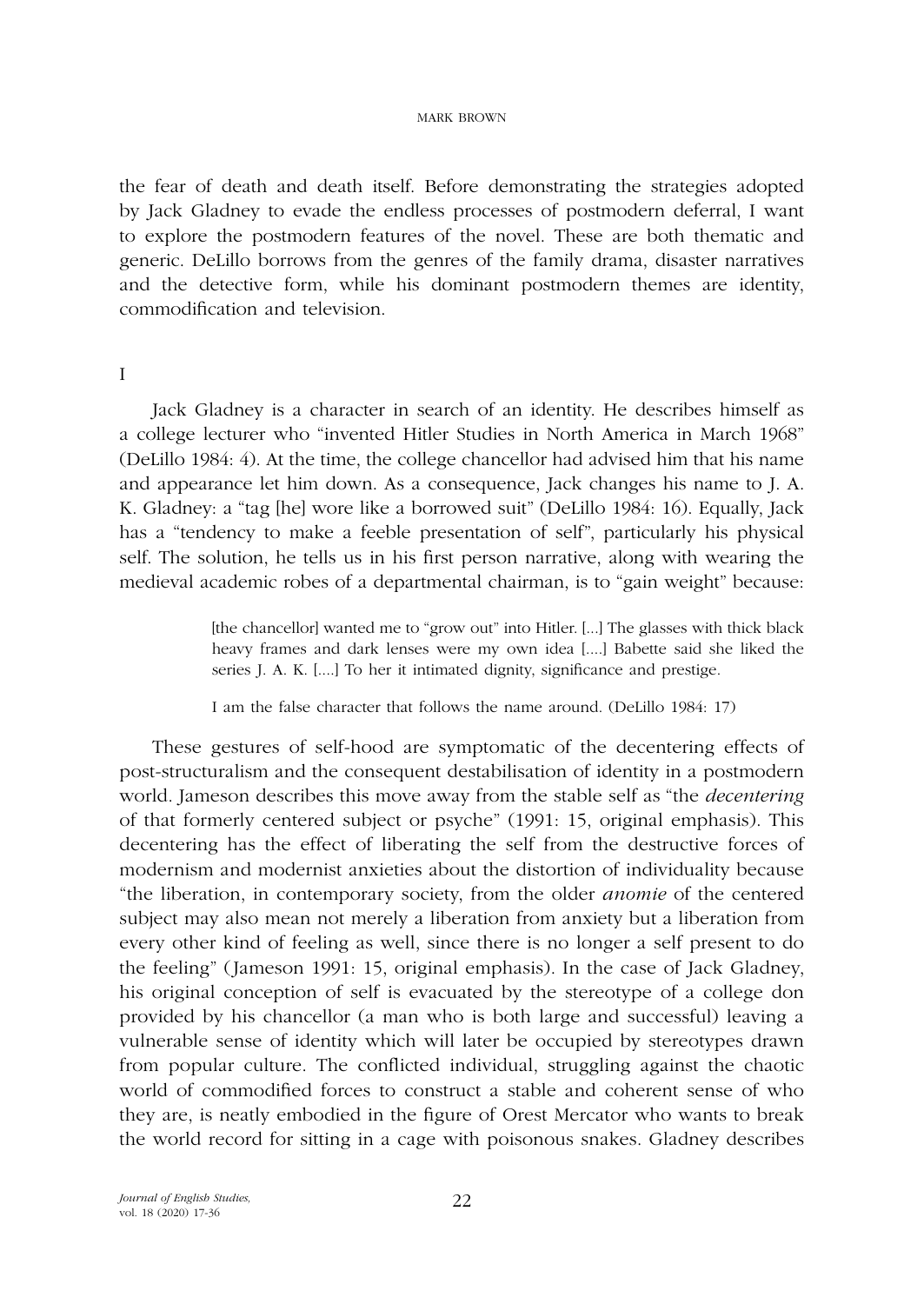the fear of death and death itself. Before demonstrating the strategies adopted by Jack Gladney to evade the endless processes of postmodern deferral, I want to explore the postmodern features of the novel. These are both thematic and generic. DeLillo borrows from the genres of the family drama, disaster narratives and the detective form, while his dominant postmodern themes are identity, commodification and television.

## I

Jack Gladney is a character in search of an identity. He describes himself as a college lecturer who "invented Hitler Studies in North America in March 1968" (DeLillo 1984: 4). At the time, the college chancellor had advised him that his name and appearance let him down. As a consequence, Jack changes his name to J. A. K. Gladney: a "tag [he] wore like a borrowed suit" (DeLillo 1984: 16). Equally, Jack has a "tendency to make a feeble presentation of self", particularly his physical self. The solution, he tells us in his first person narrative, along with wearing the medieval academic robes of a departmental chairman, is to "gain weight" because:

> [the chancellor] wanted me to "grow out" into Hitler. [...] The glasses with thick black heavy frames and dark lenses were my own idea [....] Babette said she liked the series J. A. K. [....] To her it intimated dignity, significance and prestige.
>
> I am the false character that follows the name around. (DeLillo 1984: 17)

These gestures of self-hood are symptomatic of the decentering effects of post-structuralism and the consequent destabilisation of identity in a postmodern world. Jameson describes this move away from the stable self as "the *decentering* of that formerly centered subject or psyche" (1991: 15, original emphasis). This decentering has the effect of liberating the self from the destructive forces of modernism and modernist anxieties about the distortion of individuality because "the liberation, in contemporary society, from the older *anomie* of the centered subject may also mean not merely a liberation from anxiety but a liberation from every other kind of feeling as well, since there is no longer a self present to do the feeling" (Jameson 1991: 15, original emphasis). In the case of Jack Gladney, his original conception of self is evacuated by the stereotype of a college don provided by his chancellor (a man who is both large and successful) leaving a vulnerable sense of identity which will later be occupied by stereotypes drawn from popular culture. The conflicted individual, struggling against the chaotic world of commodified forces to construct a stable and coherent sense of who they are, is neatly embodied in the figure of Orest Mercator who wants to break the world record for sitting in a cage with poisonous snakes. Gladney describes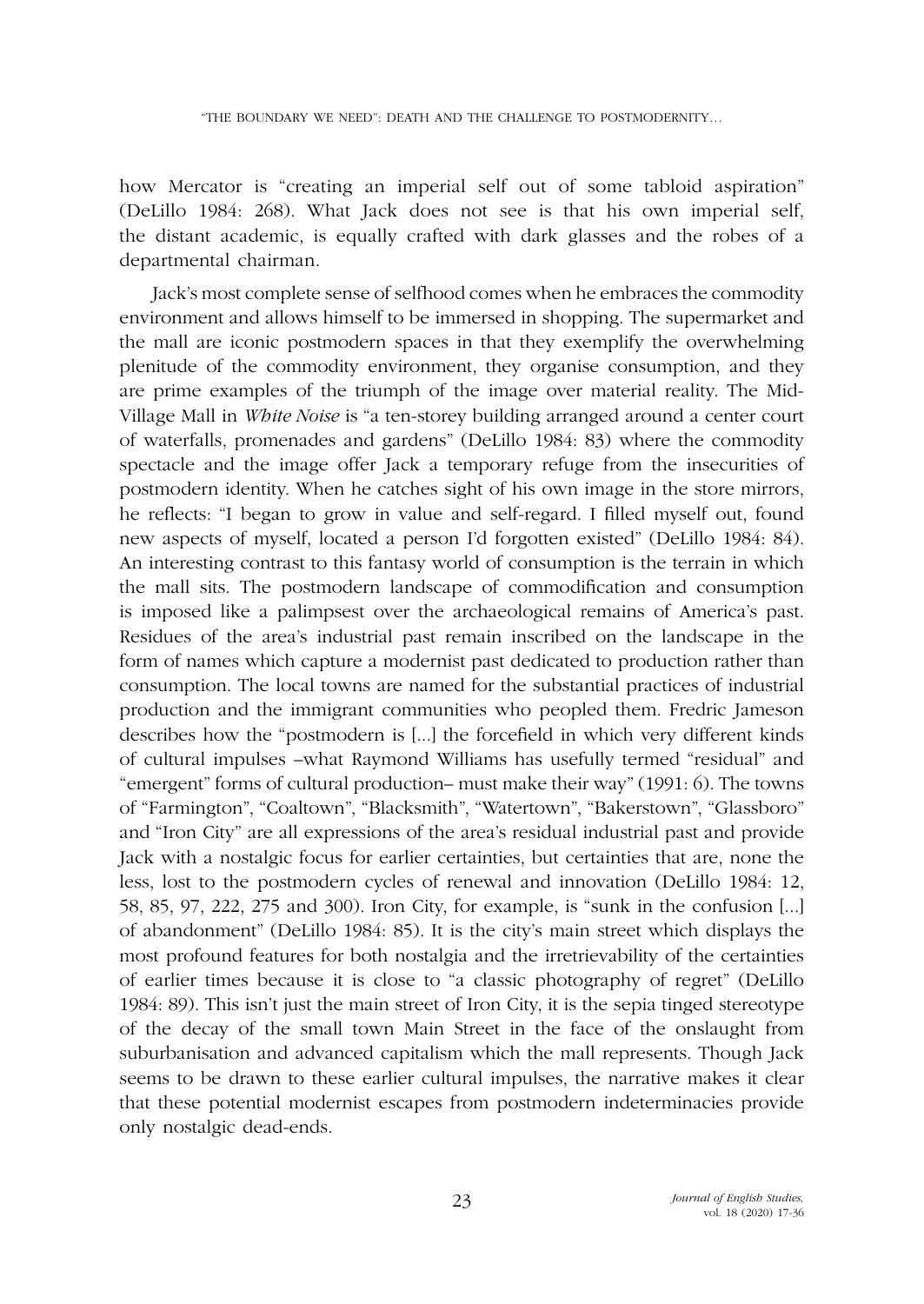how Mercator is "creating an imperial self out of some tabloid aspiration" (DeLillo 1984: 268). What Jack does not see is that his own imperial self, the distant academic, is equally crafted with dark glasses and the robes of a departmental chairman.

Jack's most complete sense of selfhood comes when he embraces the commodity environment and allows himself to be immersed in shopping. The supermarket and the mall are iconic postmodern spaces in that they exemplify the overwhelming plenitude of the commodity environment, they organise consumption, and they are prime examples of the triumph of the image over material reality. The Mid-Village Mall in *White Noise* is "a ten-storey building arranged around a center court of waterfalls, promenades and gardens" (DeLillo 1984: 83) where the commodity spectacle and the image offer Jack a temporary refuge from the insecurities of postmodern identity. When he catches sight of his own image in the store mirrors, he reflects: "I began to grow in value and self-regard. I filled myself out, found new aspects of myself, located a person I'd forgotten existed" (DeLillo 1984: 84). An interesting contrast to this fantasy world of consumption is the terrain in which the mall sits. The postmodern landscape of commodification and consumption is imposed like a palimpsest over the archaeological remains of America's past. Residues of the area's industrial past remain inscribed on the landscape in the form of names which capture a modernist past dedicated to production rather than consumption. The local towns are named for the substantial practices of industrial production and the immigrant communities who peopled them. Fredric Jameson describes how the "postmodern is [...] the forcefield in which very different kinds of cultural impulses –what Raymond Williams has usefully termed "residual" and "emergent" forms of cultural production– must make their way" (1991: 6). The towns of "Farmington", "Coaltown", "Blacksmith", "Watertown", "Bakerstown", "Glassboro" and "Iron City" are all expressions of the area's residual industrial past and provide Jack with a nostalgic focus for earlier certainties, but certainties that are, none the less, lost to the postmodern cycles of renewal and innovation (DeLillo 1984: 12, 58, 85, 97, 222, 275 and 300). Iron City, for example, is "sunk in the confusion [...] of abandonment" (DeLillo 1984: 85). It is the city's main street which displays the most profound features for both nostalgia and the irretrievability of the certainties of earlier times because it is close to "a classic photography of regret" (DeLillo 1984: 89). This isn't just the main street of Iron City, it is the sepia tinged stereotype of the decay of the small town Main Street in the face of the onslaught from suburbanisation and advanced capitalism which the mall represents. Though Jack seems to be drawn to these earlier cultural impulses, the narrative makes it clear that these potential modernist escapes from postmodern indeterminacies provide only nostalgic dead-ends.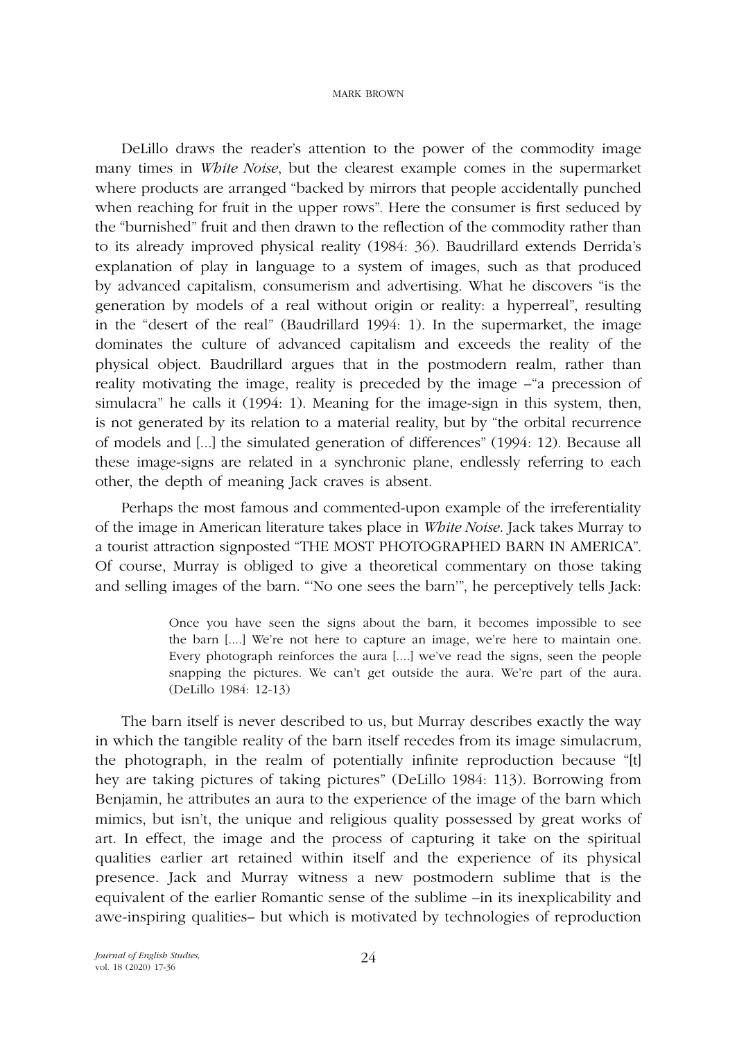DeLillo draws the reader's attention to the power of the commodity image many times in *White Noise*, but the clearest example comes in the supermarket where products are arranged "backed by mirrors that people accidentally punched when reaching for fruit in the upper rows". Here the consumer is first seduced by the "burnished" fruit and then drawn to the reflection of the commodity rather than to its already improved physical reality (1984: 36). Baudrillard extends Derrida's explanation of play in language to a system of images, such as that produced by advanced capitalism, consumerism and advertising. What he discovers "is the generation by models of a real without origin or reality: a hyperreal", resulting in the "desert of the real" (Baudrillard 1994: 1). In the supermarket, the image dominates the culture of advanced capitalism and exceeds the reality of the physical object. Baudrillard argues that in the postmodern realm, rather than reality motivating the image, reality is preceded by the image –"a precession of simulacra" he calls it (1994: 1). Meaning for the image-sign in this system, then, is not generated by its relation to a material reality, but by "the orbital recurrence of models and [...] the simulated generation of differences" (1994: 12). Because all these image-signs are related in a synchronic plane, endlessly referring to each other, the depth of meaning Jack craves is absent.

Perhaps the most famous and commented-upon example of the irreferentiality of the image in American literature takes place in *White Noise*. Jack takes Murray to a tourist attraction signposted "THE MOST PHOTOGRAPHED BARN IN AMERICA". Of course, Murray is obliged to give a theoretical commentary on those taking and selling images of the barn. "'No one sees the barn'", he perceptively tells Jack:

> Once you have seen the signs about the barn, it becomes impossible to see the barn [....] We're not here to capture an image, we're here to maintain one. Every photograph reinforces the aura [....] we've read the signs, seen the people snapping the pictures. We can't get outside the aura. We're part of the aura. (DeLillo 1984: 12-13)

The barn itself is never described to us, but Murray describes exactly the way in which the tangible reality of the barn itself recedes from its image simulacrum, the photograph, in the realm of potentially infinite reproduction because "[t]hey are taking pictures of taking pictures" (DeLillo 1984: 113). Borrowing from Benjamin, he attributes an aura to the experience of the image of the barn which mimics, but isn't, the unique and religious quality possessed by great works of art. In effect, the image and the process of capturing it take on the spiritual qualities earlier art retained within itself and the experience of its physical presence. Jack and Murray witness a new postmodern sublime that is the equivalent of the earlier Romantic sense of the sublime –in its inexplicability and awe-inspiring qualities– but which is motivated by technologies of reproduction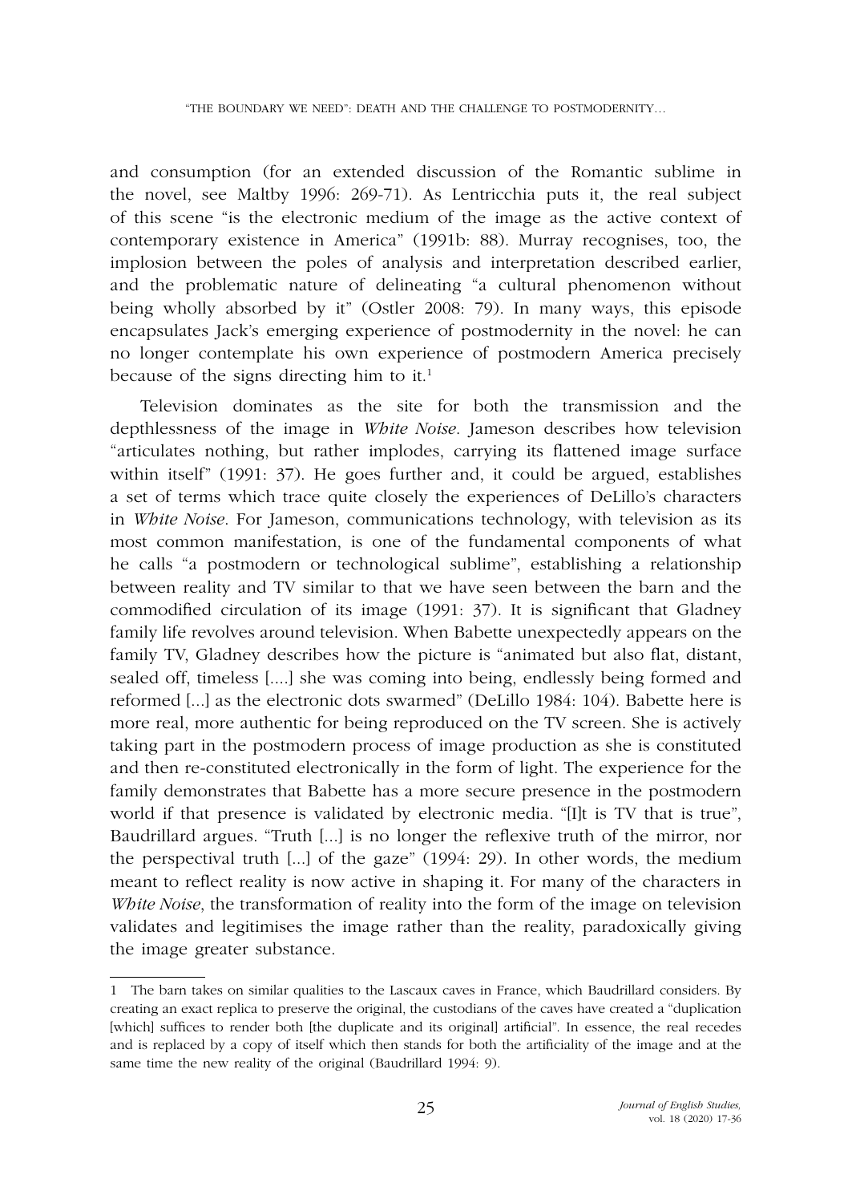and consumption (for an extended discussion of the Romantic sublime in the novel, see Maltby 1996: 269-71). As Lentricchia puts it, the real subject of this scene "is the electronic medium of the image as the active context of contemporary existence in America" (1991b: 88). Murray recognises, too, the implosion between the poles of analysis and interpretation described earlier, and the problematic nature of delineating "a cultural phenomenon without being wholly absorbed by it" (Ostler 2008: 79). In many ways, this episode encapsulates Jack's emerging experience of postmodernity in the novel: he can no longer contemplate his own experience of postmodern America precisely because of the signs directing him to it.[1]

Television dominates as the site for both the transmission and the depthlessness of the image in *White Noise*. Jameson describes how television "articulates nothing, but rather implodes, carrying its flattened image surface within itself" (1991: 37). He goes further and, it could be argued, establishes a set of terms which trace quite closely the experiences of DeLillo's characters in *White Noise*. For Jameson, communications technology, with television as its most common manifestation, is one of the fundamental components of what he calls "a postmodern or technological sublime", establishing a relationship between reality and TV similar to that we have seen between the barn and the commodified circulation of its image (1991: 37). It is significant that Gladney family life revolves around television. When Babette unexpectedly appears on the family TV, Gladney describes how the picture is "animated but also flat, distant, sealed off, timeless [....] she was coming into being, endlessly being formed and reformed [...] as the electronic dots swarmed" (DeLillo 1984: 104). Babette here is more real, more authentic for being reproduced on the TV screen. She is actively taking part in the postmodern process of image production as she is constituted and then re-constituted electronically in the form of light. The experience for the family demonstrates that Babette has a more secure presence in the postmodern world if that presence is validated by electronic media. "[I]t is TV that is true", Baudrillard argues. "Truth [...] is no longer the reflexive truth of the mirror, nor the perspectival truth [...] of the gaze" (1994: 29). In other words, the medium meant to reflect reality is now active in shaping it. For many of the characters in *White Noise*, the transformation of reality into the form of the image on television validates and legitimises the image rather than the reality, paradoxically giving the image greater substance.

---

1 The barn takes on similar qualities to the Lascaux caves in France, which Baudrillard considers. By creating an exact replica to preserve the original, the custodians of the caves have created a "duplication [which] suffices to render both [the duplicate and its original] artificial". In essence, the real recedes and is replaced by a copy of itself which then stands for both the artificiality of the image and at the same time the new reality of the original (Baudrillard 1994: 9).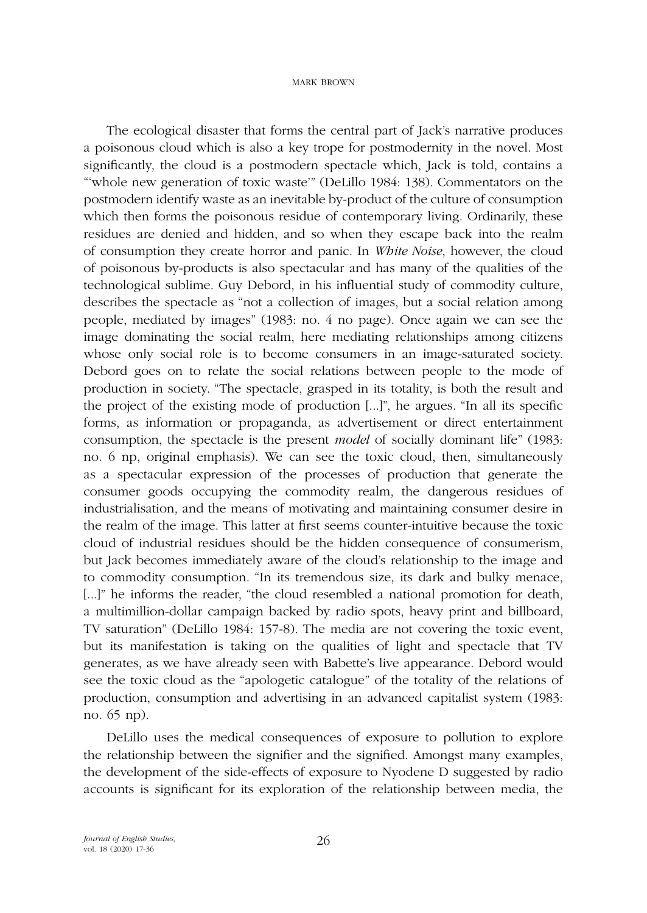The ecological disaster that forms the central part of Jack's narrative produces a poisonous cloud which is also a key trope for postmodernity in the novel. Most significantly, the cloud is a postmodern spectacle which, Jack is told, contains a "'whole new generation of toxic waste'" (DeLillo 1984: 138). Commentators on the postmodern identify waste as an inevitable by-product of the culture of consumption which then forms the poisonous residue of contemporary living. Ordinarily, these residues are denied and hidden, and so when they escape back into the realm of consumption they create horror and panic. In *White Noise*, however, the cloud of poisonous by-products is also spectacular and has many of the qualities of the technological sublime. Guy Debord, in his influential study of commodity culture, describes the spectacle as "not a collection of images, but a social relation among people, mediated by images" (1983: no. 4 no page). Once again we can see the image dominating the social realm, here mediating relationships among citizens whose only social role is to become consumers in an image-saturated society. Debord goes on to relate the social relations between people to the mode of production in society. "The spectacle, grasped in its totality, is both the result and the project of the existing mode of production [...]", he argues. "In all its specific forms, as information or propaganda, as advertisement or direct entertainment consumption, the spectacle is the present *model* of socially dominant life" (1983: no. 6 np, original emphasis). We can see the toxic cloud, then, simultaneously as a spectacular expression of the processes of production that generate the consumer goods occupying the commodity realm, the dangerous residues of industrialisation, and the means of motivating and maintaining consumer desire in the realm of the image. This latter at first seems counter-intuitive because the toxic cloud of industrial residues should be the hidden consequence of consumerism, but Jack becomes immediately aware of the cloud's relationship to the image and to commodity consumption. "In its tremendous size, its dark and bulky menace, [...]" he informs the reader, "the cloud resembled a national promotion for death, a multimillion-dollar campaign backed by radio spots, heavy print and billboard, TV saturation" (DeLillo 1984: 157-8). The media are not covering the toxic event, but its manifestation is taking on the qualities of light and spectacle that TV generates, as we have already seen with Babette's live appearance. Debord would see the toxic cloud as the "apologetic catalogue" of the totality of the relations of production, consumption and advertising in an advanced capitalist system (1983: no. 65 np).

DeLillo uses the medical consequences of exposure to pollution to explore the relationship between the signifier and the signified. Amongst many examples, the development of the side-effects of exposure to Nyodene D suggested by radio accounts is significant for its exploration of the relationship between media, the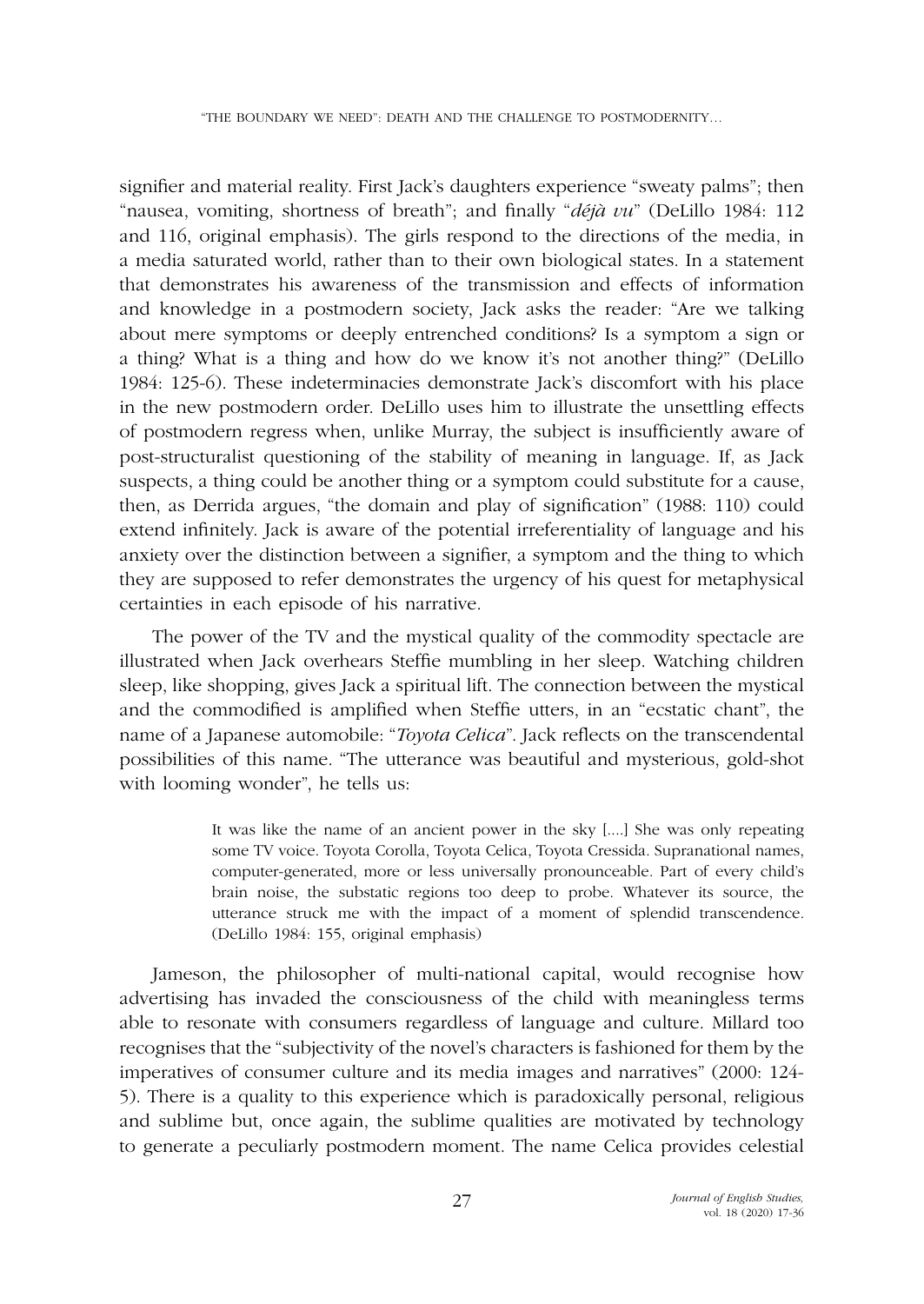signifier and material reality. First Jack's daughters experience "sweaty palms"; then "nausea, vomiting, shortness of breath"; and finally "*déjà vu*" (DeLillo 1984: 112 and 116, original emphasis). The girls respond to the directions of the media, in a media saturated world, rather than to their own biological states. In a statement that demonstrates his awareness of the transmission and effects of information and knowledge in a postmodern society, Jack asks the reader: "Are we talking about mere symptoms or deeply entrenched conditions? Is a symptom a sign or a thing? What is a thing and how do we know it's not another thing?" (DeLillo 1984: 125-6). These indeterminacies demonstrate Jack's discomfort with his place in the new postmodern order. DeLillo uses him to illustrate the unsettling effects of postmodern regress when, unlike Murray, the subject is insufficiently aware of post-structuralist questioning of the stability of meaning in language. If, as Jack suspects, a thing could be another thing or a symptom could substitute for a cause, then, as Derrida argues, "the domain and play of signification" (1988: 110) could extend infinitely. Jack is aware of the potential irreferentiality of language and his anxiety over the distinction between a signifier, a symptom and the thing to which they are supposed to refer demonstrates the urgency of his quest for metaphysical certainties in each episode of his narrative.

The power of the TV and the mystical quality of the commodity spectacle are illustrated when Jack overhears Steffie mumbling in her sleep. Watching children sleep, like shopping, gives Jack a spiritual lift. The connection between the mystical and the commodified is amplified when Steffie utters, in an "ecstatic chant", the name of a Japanese automobile: "*Toyota Celica*". Jack reflects on the transcendental possibilities of this name. "The utterance was beautiful and mysterious, gold-shot with looming wonder", he tells us:

> It was like the name of an ancient power in the sky [....] She was only repeating some TV voice. Toyota Corolla, Toyota Celica, Toyota Cressida. Supranational names, computer-generated, more or less universally pronounceable. Part of every child's brain noise, the substatic regions too deep to probe. Whatever its source, the utterance struck me with the impact of a moment of splendid transcendence. (DeLillo 1984: 155, original emphasis)

Jameson, the philosopher of multi-national capital, would recognise how advertising has invaded the consciousness of the child with meaningless terms able to resonate with consumers regardless of language and culture. Millard too recognises that the "subjectivity of the novel's characters is fashioned for them by the imperatives of consumer culture and its media images and narratives" (2000: 124-5). There is a quality to this experience which is paradoxically personal, religious and sublime but, once again, the sublime qualities are motivated by technology to generate a peculiarly postmodern moment. The name Celica provides celestial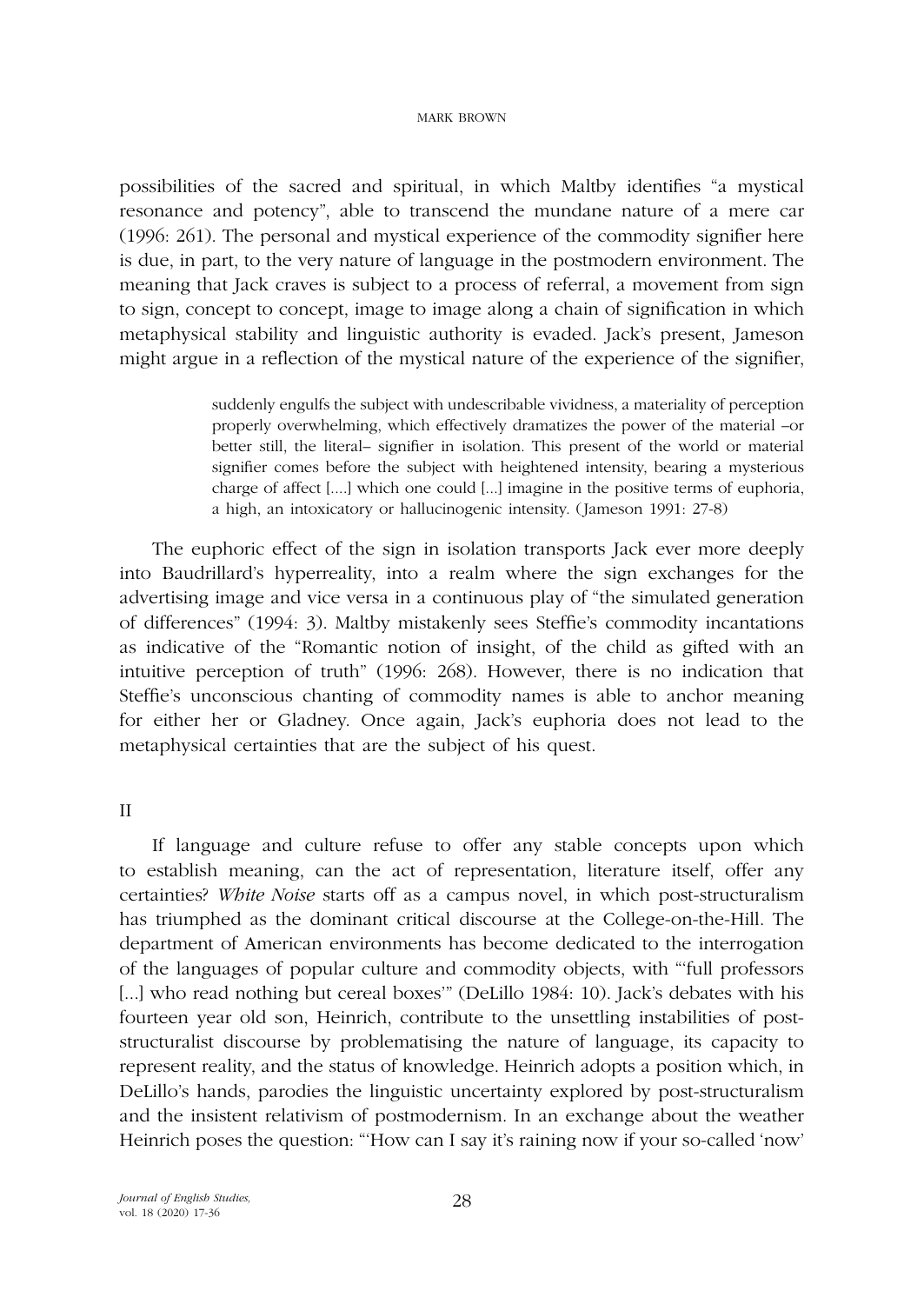possibilities of the sacred and spiritual, in which Maltby identifies "a mystical resonance and potency", able to transcend the mundane nature of a mere car (1996: 261). The personal and mystical experience of the commodity signifier here is due, in part, to the very nature of language in the postmodern environment. The meaning that Jack craves is subject to a process of referral, a movement from sign to sign, concept to concept, image to image along a chain of signification in which metaphysical stability and linguistic authority is evaded. Jack's present, Jameson might argue in a reflection of the mystical nature of the experience of the signifier,

> suddenly engulfs the subject with undescribable vividness, a materiality of perception properly overwhelming, which effectively dramatizes the power of the material –or better still, the literal– signifier in isolation. This present of the world or material signifier comes before the subject with heightened intensity, bearing a mysterious charge of affect [....] which one could [...] imagine in the positive terms of euphoria, a high, an intoxicatory or hallucinogenic intensity. (Jameson 1991: 27-8)

The euphoric effect of the sign in isolation transports Jack ever more deeply into Baudrillard's hyperreality, into a realm where the sign exchanges for the advertising image and vice versa in a continuous play of "the simulated generation of differences" (1994: 3). Maltby mistakenly sees Steffie's commodity incantations as indicative of the "Romantic notion of insight, of the child as gifted with an intuitive perception of truth" (1996: 268). However, there is no indication that Steffie's unconscious chanting of commodity names is able to anchor meaning for either her or Gladney. Once again, Jack's euphoria does not lead to the metaphysical certainties that are the subject of his quest.

## II

If language and culture refuse to offer any stable concepts upon which to establish meaning, can the act of representation, literature itself, offer any certainties? *White Noise* starts off as a campus novel, in which post-structuralism has triumphed as the dominant critical discourse at the College-on-the-Hill. The department of American environments has become dedicated to the interrogation of the languages of popular culture and commodity objects, with "'full professors [...] who read nothing but cereal boxes'" (DeLillo 1984: 10). Jack's debates with his fourteen year old son, Heinrich, contribute to the unsettling instabilities of post-structuralist discourse by problematising the nature of language, its capacity to represent reality, and the status of knowledge. Heinrich adopts a position which, in DeLillo's hands, parodies the linguistic uncertainty explored by post-structuralism and the insistent relativism of postmodernism. In an exchange about the weather Heinrich poses the question: "'How can I say it's raining now if your so-called 'now'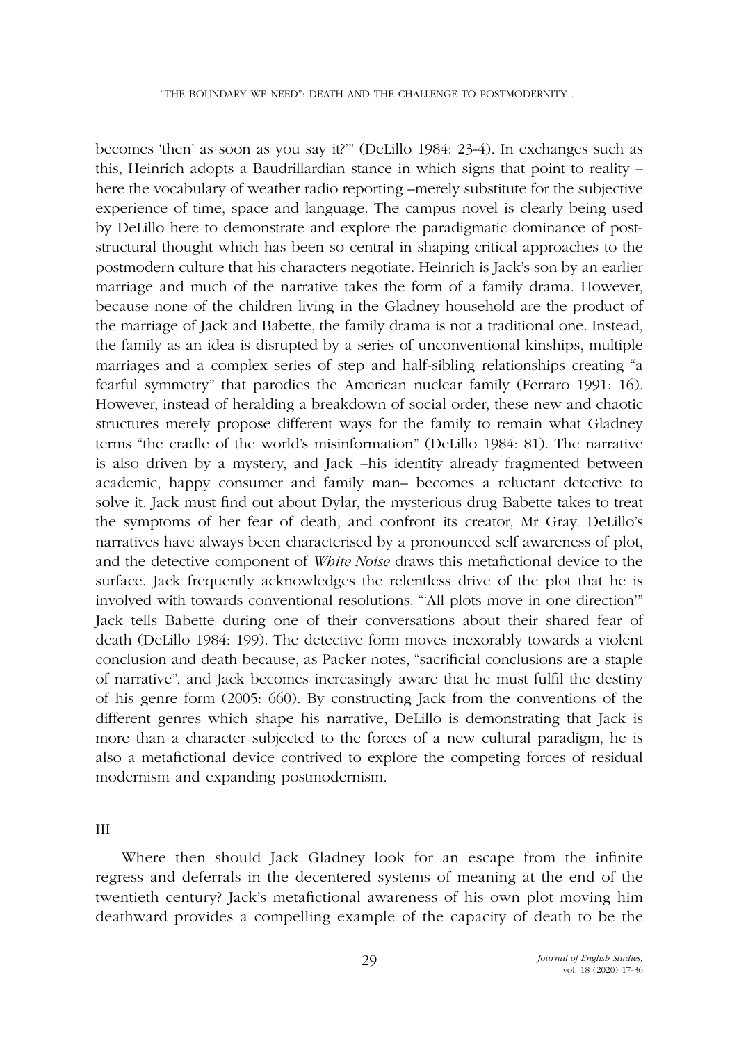becomes 'then' as soon as you say it?'" (DeLillo 1984: 23-4). In exchanges such as this, Heinrich adopts a Baudrillardian stance in which signs that point to reality – here the vocabulary of weather radio reporting –merely substitute for the subjective experience of time, space and language. The campus novel is clearly being used by DeLillo here to demonstrate and explore the paradigmatic dominance of post-structural thought which has been so central in shaping critical approaches to the postmodern culture that his characters negotiate. Heinrich is Jack's son by an earlier marriage and much of the narrative takes the form of a family drama. However, because none of the children living in the Gladney household are the product of the marriage of Jack and Babette, the family drama is not a traditional one. Instead, the family as an idea is disrupted by a series of unconventional kinships, multiple marriages and a complex series of step and half-sibling relationships creating "a fearful symmetry" that parodies the American nuclear family (Ferraro 1991: 16). However, instead of heralding a breakdown of social order, these new and chaotic structures merely propose different ways for the family to remain what Gladney terms "the cradle of the world's misinformation" (DeLillo 1984: 81). The narrative is also driven by a mystery, and Jack –his identity already fragmented between academic, happy consumer and family man– becomes a reluctant detective to solve it. Jack must find out about Dylar, the mysterious drug Babette takes to treat the symptoms of her fear of death, and confront its creator, Mr Gray. DeLillo's narratives have always been characterised by a pronounced self awareness of plot, and the detective component of *White Noise* draws this metafictional device to the surface. Jack frequently acknowledges the relentless drive of the plot that he is involved with towards conventional resolutions. "'All plots move in one direction'" Jack tells Babette during one of their conversations about their shared fear of death (DeLillo 1984: 199). The detective form moves inexorably towards a violent conclusion and death because, as Packer notes, "sacrificial conclusions are a staple of narrative", and Jack becomes increasingly aware that he must fulfil the destiny of his genre form (2005: 660). By constructing Jack from the conventions of the different genres which shape his narrative, DeLillo is demonstrating that Jack is more than a character subjected to the forces of a new cultural paradigm, he is also a metafictional device contrived to explore the competing forces of residual modernism and expanding postmodernism.

## III

Where then should Jack Gladney look for an escape from the infinite regress and deferrals in the decentered systems of meaning at the end of the twentieth century? Jack's metafictional awareness of his own plot moving him deathward provides a compelling example of the capacity of death to be the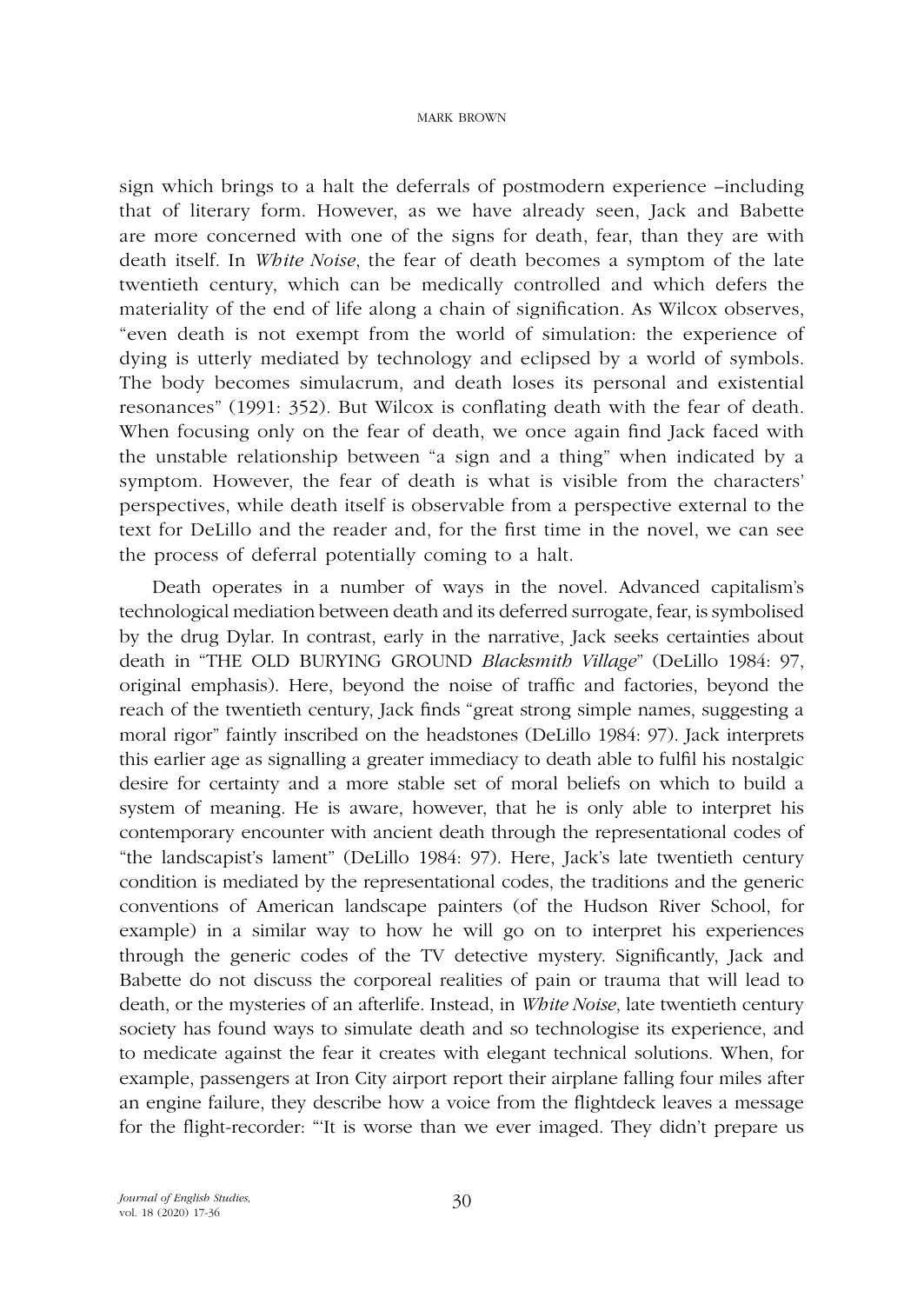sign which brings to a halt the deferrals of postmodern experience –including that of literary form. However, as we have already seen, Jack and Babette are more concerned with one of the signs for death, fear, than they are with death itself. In *White Noise*, the fear of death becomes a symptom of the late twentieth century, which can be medically controlled and which defers the materiality of the end of life along a chain of signification. As Wilcox observes, "even death is not exempt from the world of simulation: the experience of dying is utterly mediated by technology and eclipsed by a world of symbols. The body becomes simulacrum, and death loses its personal and existential resonances" (1991: 352). But Wilcox is conflating death with the fear of death. When focusing only on the fear of death, we once again find Jack faced with the unstable relationship between "a sign and a thing" when indicated by a symptom. However, the fear of death is what is visible from the characters' perspectives, while death itself is observable from a perspective external to the text for DeLillo and the reader and, for the first time in the novel, we can see the process of deferral potentially coming to a halt.

Death operates in a number of ways in the novel. Advanced capitalism's technological mediation between death and its deferred surrogate, fear, is symbolised by the drug Dylar. In contrast, early in the narrative, Jack seeks certainties about death in "THE OLD BURYING GROUND *Blacksmith Village*" (DeLillo 1984: 97, original emphasis). Here, beyond the noise of traffic and factories, beyond the reach of the twentieth century, Jack finds "great strong simple names, suggesting a moral rigor" faintly inscribed on the headstones (DeLillo 1984: 97). Jack interprets this earlier age as signalling a greater immediacy to death able to fulfil his nostalgic desire for certainty and a more stable set of moral beliefs on which to build a system of meaning. He is aware, however, that he is only able to interpret his contemporary encounter with ancient death through the representational codes of "the landscapist's lament" (DeLillo 1984: 97). Here, Jack's late twentieth century condition is mediated by the representational codes, the traditions and the generic conventions of American landscape painters (of the Hudson River School, for example) in a similar way to how he will go on to interpret his experiences through the generic codes of the TV detective mystery. Significantly, Jack and Babette do not discuss the corporeal realities of pain or trauma that will lead to death, or the mysteries of an afterlife. Instead, in *White Noise*, late twentieth century society has found ways to simulate death and so technologise its experience, and to medicate against the fear it creates with elegant technical solutions. When, for example, passengers at Iron City airport report their airplane falling four miles after an engine failure, they describe how a voice from the flightdeck leaves a message for the flight-recorder: "'It is worse than we ever imaged. They didn't prepare us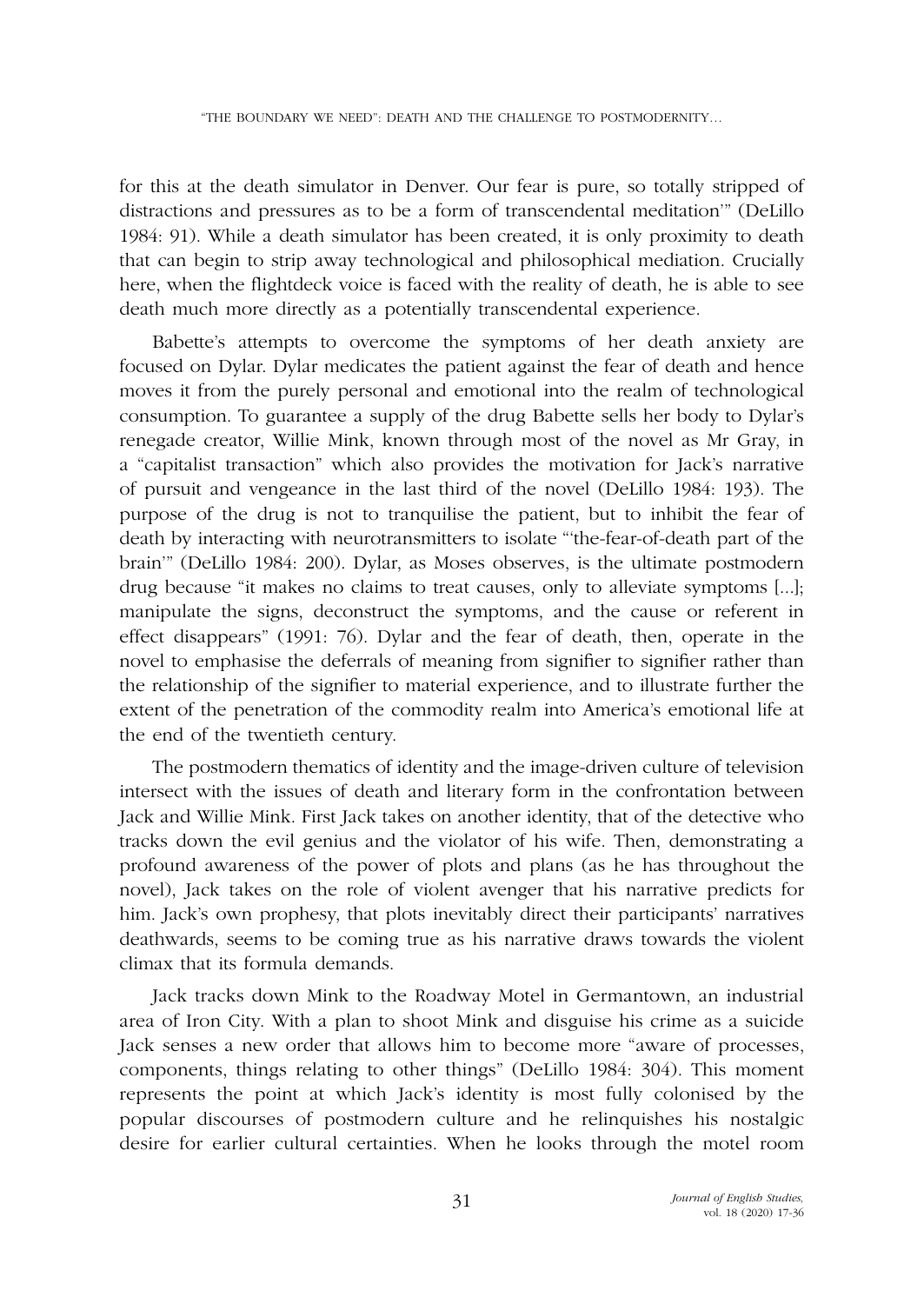for this at the death simulator in Denver. Our fear is pure, so totally stripped of distractions and pressures as to be a form of transcendental meditation'" (DeLillo 1984: 91). While a death simulator has been created, it is only proximity to death that can begin to strip away technological and philosophical mediation. Crucially here, when the flightdeck voice is faced with the reality of death, he is able to see death much more directly as a potentially transcendental experience.

Babette's attempts to overcome the symptoms of her death anxiety are focused on Dylar. Dylar medicates the patient against the fear of death and hence moves it from the purely personal and emotional into the realm of technological consumption. To guarantee a supply of the drug Babette sells her body to Dylar's renegade creator, Willie Mink, known through most of the novel as Mr Gray, in a "capitalist transaction" which also provides the motivation for Jack's narrative of pursuit and vengeance in the last third of the novel (DeLillo 1984: 193). The purpose of the drug is not to tranquilise the patient, but to inhibit the fear of death by interacting with neurotransmitters to isolate "'the-fear-of-death part of the brain'" (DeLillo 1984: 200). Dylar, as Moses observes, is the ultimate postmodern drug because "it makes no claims to treat causes, only to alleviate symptoms [...]; manipulate the signs, deconstruct the symptoms, and the cause or referent in effect disappears" (1991: 76). Dylar and the fear of death, then, operate in the novel to emphasise the deferrals of meaning from signifier to signifier rather than the relationship of the signifier to material experience, and to illustrate further the extent of the penetration of the commodity realm into America's emotional life at the end of the twentieth century.

The postmodern thematics of identity and the image-driven culture of television intersect with the issues of death and literary form in the confrontation between Jack and Willie Mink. First Jack takes on another identity, that of the detective who tracks down the evil genius and the violator of his wife. Then, demonstrating a profound awareness of the power of plots and plans (as he has throughout the novel), Jack takes on the role of violent avenger that his narrative predicts for him. Jack's own prophesy, that plots inevitably direct their participants' narratives deathwards, seems to be coming true as his narrative draws towards the violent climax that its formula demands.

Jack tracks down Mink to the Roadway Motel in Germantown, an industrial area of Iron City. With a plan to shoot Mink and disguise his crime as a suicide Jack senses a new order that allows him to become more "aware of processes, components, things relating to other things" (DeLillo 1984: 304). This moment represents the point at which Jack's identity is most fully colonised by the popular discourses of postmodern culture and he relinquishes his nostalgic desire for earlier cultural certainties. When he looks through the motel room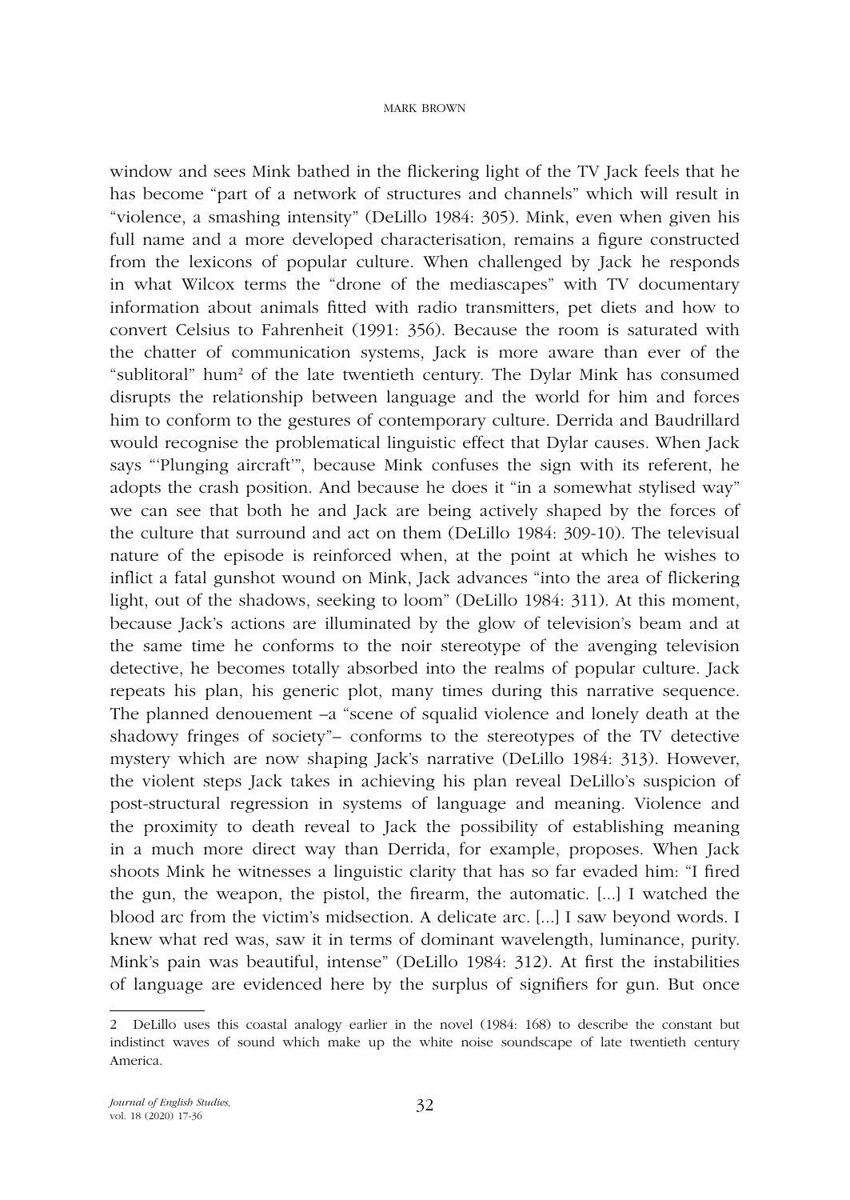window and sees Mink bathed in the flickering light of the TV Jack feels that he has become "part of a network of structures and channels" which will result in "violence, a smashing intensity" (DeLillo 1984: 305). Mink, even when given his full name and a more developed characterisation, remains a figure constructed from the lexicons of popular culture. When challenged by Jack he responds in what Wilcox terms the "drone of the mediascapes" with TV documentary information about animals fitted with radio transmitters, pet diets and how to convert Celsius to Fahrenheit (1991: 356). Because the room is saturated with the chatter of communication systems, Jack is more aware than ever of the "sublitoral" hum[2] of the late twentieth century. The Dylar Mink has consumed disrupts the relationship between language and the world for him and forces him to conform to the gestures of contemporary culture. Derrida and Baudrillard would recognise the problematical linguistic effect that Dylar causes. When Jack says "'Plunging aircraft'", because Mink confuses the sign with its referent, he adopts the crash position. And because he does it "in a somewhat stylised way" we can see that both he and Jack are being actively shaped by the forces of the culture that surround and act on them (DeLillo 1984: 309-10). The televisual nature of the episode is reinforced when, at the point at which he wishes to inflict a fatal gunshot wound on Mink, Jack advances "into the area of flickering light, out of the shadows, seeking to loom" (DeLillo 1984: 311). At this moment, because Jack's actions are illuminated by the glow of television's beam and at the same time he conforms to the noir stereotype of the avenging television detective, he becomes totally absorbed into the realms of popular culture. Jack repeats his plan, his generic plot, many times during this narrative sequence. The planned denouement –a "scene of squalid violence and lonely death at the shadowy fringes of society"– conforms to the stereotypes of the TV detective mystery which are now shaping Jack's narrative (DeLillo 1984: 313). However, the violent steps Jack takes in achieving his plan reveal DeLillo's suspicion of post-structural regression in systems of language and meaning. Violence and the proximity to death reveal to Jack the possibility of establishing meaning in a much more direct way than Derrida, for example, proposes. When Jack shoots Mink he witnesses a linguistic clarity that has so far evaded him: "I fired the gun, the weapon, the pistol, the firearm, the automatic. [...] I watched the blood arc from the victim's midsection. A delicate arc. [...] I saw beyond words. I knew what red was, saw it in terms of dominant wavelength, luminance, purity. Mink's pain was beautiful, intense" (DeLillo 1984: 312). At first the instabilities of language are evidenced here by the surplus of signifiers for gun. But once

---

2 DeLillo uses this coastal analogy earlier in the novel (1984: 168) to describe the constant but indistinct waves of sound which make up the white noise soundscape of late twentieth century America.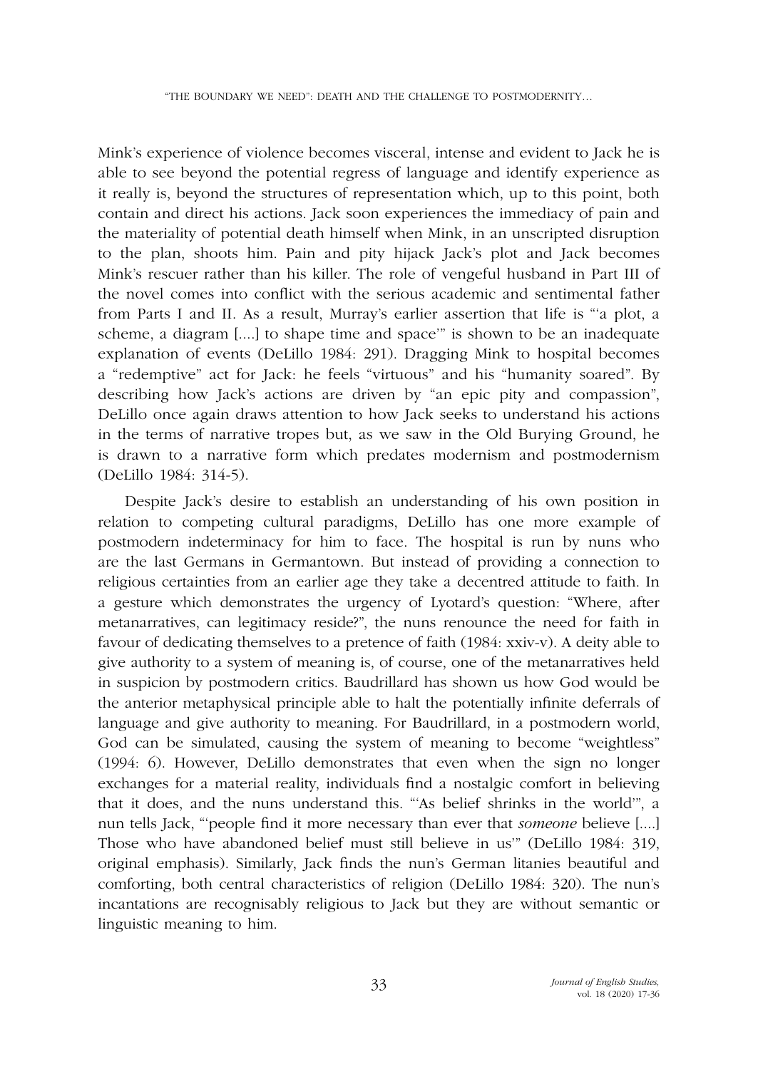Mink's experience of violence becomes visceral, intense and evident to Jack he is able to see beyond the potential regress of language and identify experience as it really is, beyond the structures of representation which, up to this point, both contain and direct his actions. Jack soon experiences the immediacy of pain and the materiality of potential death himself when Mink, in an unscripted disruption to the plan, shoots him. Pain and pity hijack Jack's plot and Jack becomes Mink's rescuer rather than his killer. The role of vengeful husband in Part III of the novel comes into conflict with the serious academic and sentimental father from Parts I and II. As a result, Murray's earlier assertion that life is "'a plot, a scheme, a diagram [....] to shape time and space'" is shown to be an inadequate explanation of events (DeLillo 1984: 291). Dragging Mink to hospital becomes a "redemptive" act for Jack: he feels "virtuous" and his "humanity soared". By describing how Jack's actions are driven by "an epic pity and compassion", DeLillo once again draws attention to how Jack seeks to understand his actions in the terms of narrative tropes but, as we saw in the Old Burying Ground, he is drawn to a narrative form which predates modernism and postmodernism (DeLillo 1984: 314-5).

Despite Jack's desire to establish an understanding of his own position in relation to competing cultural paradigms, DeLillo has one more example of postmodern indeterminacy for him to face. The hospital is run by nuns who are the last Germans in Germantown. But instead of providing a connection to religious certainties from an earlier age they take a decentred attitude to faith. In a gesture which demonstrates the urgency of Lyotard's question: "Where, after metanarratives, can legitimacy reside?", the nuns renounce the need for faith in favour of dedicating themselves to a pretence of faith (1984: xxiv-v). A deity able to give authority to a system of meaning is, of course, one of the metanarratives held in suspicion by postmodern critics. Baudrillard has shown us how God would be the anterior metaphysical principle able to halt the potentially infinite deferrals of language and give authority to meaning. For Baudrillard, in a postmodern world, God can be simulated, causing the system of meaning to become "weightless" (1994: 6). However, DeLillo demonstrates that even when the sign no longer exchanges for a material reality, individuals find a nostalgic comfort in believing that it does, and the nuns understand this. "'As belief shrinks in the world'", a nun tells Jack, "'people find it more necessary than ever that *someone* believe [....] Those who have abandoned belief must still believe in us'" (DeLillo 1984: 319, original emphasis). Similarly, Jack finds the nun's German litanies beautiful and comforting, both central characteristics of religion (DeLillo 1984: 320). The nun's incantations are recognisably religious to Jack but they are without semantic or linguistic meaning to him.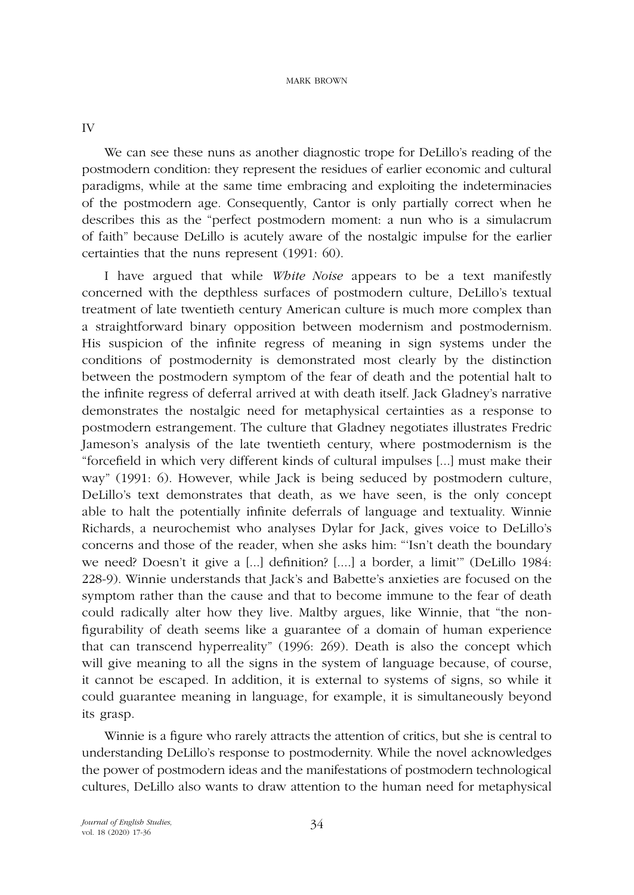## IV

We can see these nuns as another diagnostic trope for DeLillo's reading of the postmodern condition: they represent the residues of earlier economic and cultural paradigms, while at the same time embracing and exploiting the indeterminacies of the postmodern age. Consequently, Cantor is only partially correct when he describes this as the "perfect postmodern moment: a nun who is a simulacrum of faith" because DeLillo is acutely aware of the nostalgic impulse for the earlier certainties that the nuns represent (1991: 60).

I have argued that while *White Noise* appears to be a text manifestly concerned with the depthless surfaces of postmodern culture, DeLillo's textual treatment of late twentieth century American culture is much more complex than a straightforward binary opposition between modernism and postmodernism. His suspicion of the infinite regress of meaning in sign systems under the conditions of postmodernity is demonstrated most clearly by the distinction between the postmodern symptom of the fear of death and the potential halt to the infinite regress of deferral arrived at with death itself. Jack Gladney's narrative demonstrates the nostalgic need for metaphysical certainties as a response to postmodern estrangement. The culture that Gladney negotiates illustrates Fredric Jameson's analysis of the late twentieth century, where postmodernism is the "forcefield in which very different kinds of cultural impulses [...] must make their way" (1991: 6). However, while Jack is being seduced by postmodern culture, DeLillo's text demonstrates that death, as we have seen, is the only concept able to halt the potentially infinite deferrals of language and textuality. Winnie Richards, a neurochemist who analyses Dylar for Jack, gives voice to DeLillo's concerns and those of the reader, when she asks him: "'Isn't death the boundary we need? Doesn't it give a [...] definition? [....] a border, a limit'" (DeLillo 1984: 228-9). Winnie understands that Jack's and Babette's anxieties are focused on the symptom rather than the cause and that to become immune to the fear of death could radically alter how they live. Maltby argues, like Winnie, that "the non-figurability of death seems like a guarantee of a domain of human experience that can transcend hyperreality" (1996: 269). Death is also the concept which will give meaning to all the signs in the system of language because, of course, it cannot be escaped. In addition, it is external to systems of signs, so while it could guarantee meaning in language, for example, it is simultaneously beyond its grasp.

Winnie is a figure who rarely attracts the attention of critics, but she is central to understanding DeLillo's response to postmodernity. While the novel acknowledges the power of postmodern ideas and the manifestations of postmodern technological cultures, DeLillo also wants to draw attention to the human need for metaphysical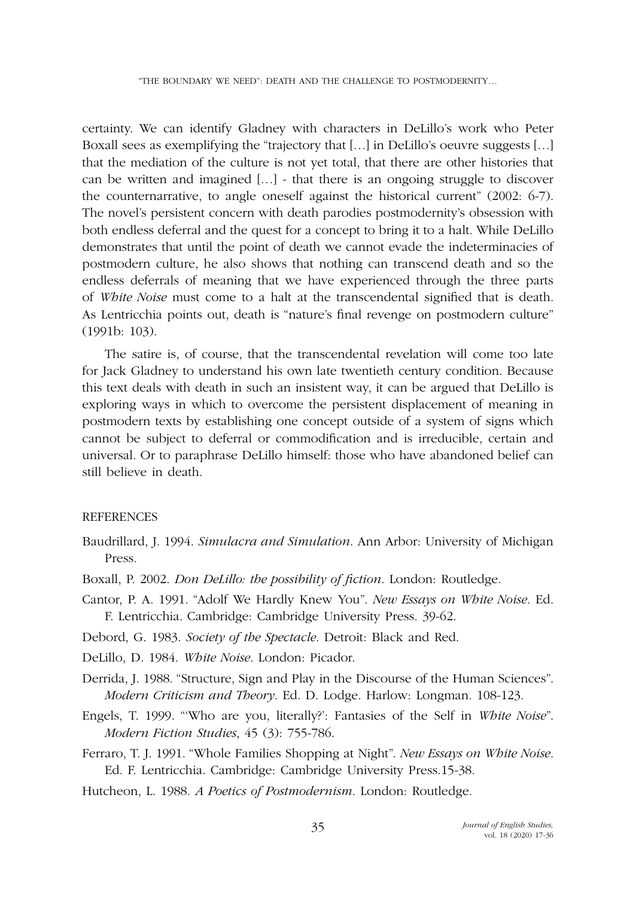certainty. We can identify Gladney with characters in DeLillo's work who Peter Boxall sees as exemplifying the "trajectory that [...] in DeLillo's oeuvre suggests [...] that the mediation of the culture is not yet total, that there are other histories that can be written and imagined [...] - that there is an ongoing struggle to discover the counternarrative, to angle oneself against the historical current" (2002: 6-7). The novel's persistent concern with death parodies postmodernity's obsession with both endless deferral and the quest for a concept to bring it to a halt. While DeLillo demonstrates that until the point of death we cannot evade the indeterminacies of postmodern culture, he also shows that nothing can transcend death and so the endless deferrals of meaning that we have experienced through the three parts of *White Noise* must come to a halt at the transcendental signified that is death. As Lentricchia points out, death is "nature's final revenge on postmodern culture" (1991b: 103).

The satire is, of course, that the transcendental revelation will come too late for Jack Gladney to understand his own late twentieth century condition. Because this text deals with death in such an insistent way, it can be argued that DeLillo is exploring ways in which to overcome the persistent displacement of meaning in postmodern texts by establishing one concept outside of a system of signs which cannot be subject to deferral or commodification and is irreducible, certain and universal. Or to paraphrase DeLillo himself: those who have abandoned belief can still believe in death.

## REFERENCES

Baudrillard, J. 1994. *Simulacra and Simulation*. Ann Arbor: University of Michigan Press.

Boxall, P. 2002. *Don DeLillo: the possibility of fiction*. London: Routledge.

Cantor, P. A. 1991. "Adolf We Hardly Knew You". *New Essays on White Noise*. Ed. F. Lentricchia. Cambridge: Cambridge University Press. 39-62.

Debord, G. 1983. *Society of the Spectacle*. Detroit: Black and Red.

DeLillo, D. 1984. *White Noise*. London: Picador.

Derrida, J. 1988. "Structure, Sign and Play in the Discourse of the Human Sciences". *Modern Criticism and Theory*. Ed. D. Lodge. Harlow: Longman. 108-123.

Engels, T. 1999. "'Who are you, literally?': Fantasies of the Self in *White Noise*". *Modern Fiction Studies*, 45 (3): 755-786.

Ferraro, T. J. 1991. "Whole Families Shopping at Night". *New Essays on White Noise*. Ed. F. Lentricchia. Cambridge: Cambridge University Press.15-38.

Hutcheon, L. 1988. *A Poetics of Postmodernism*. London: Routledge.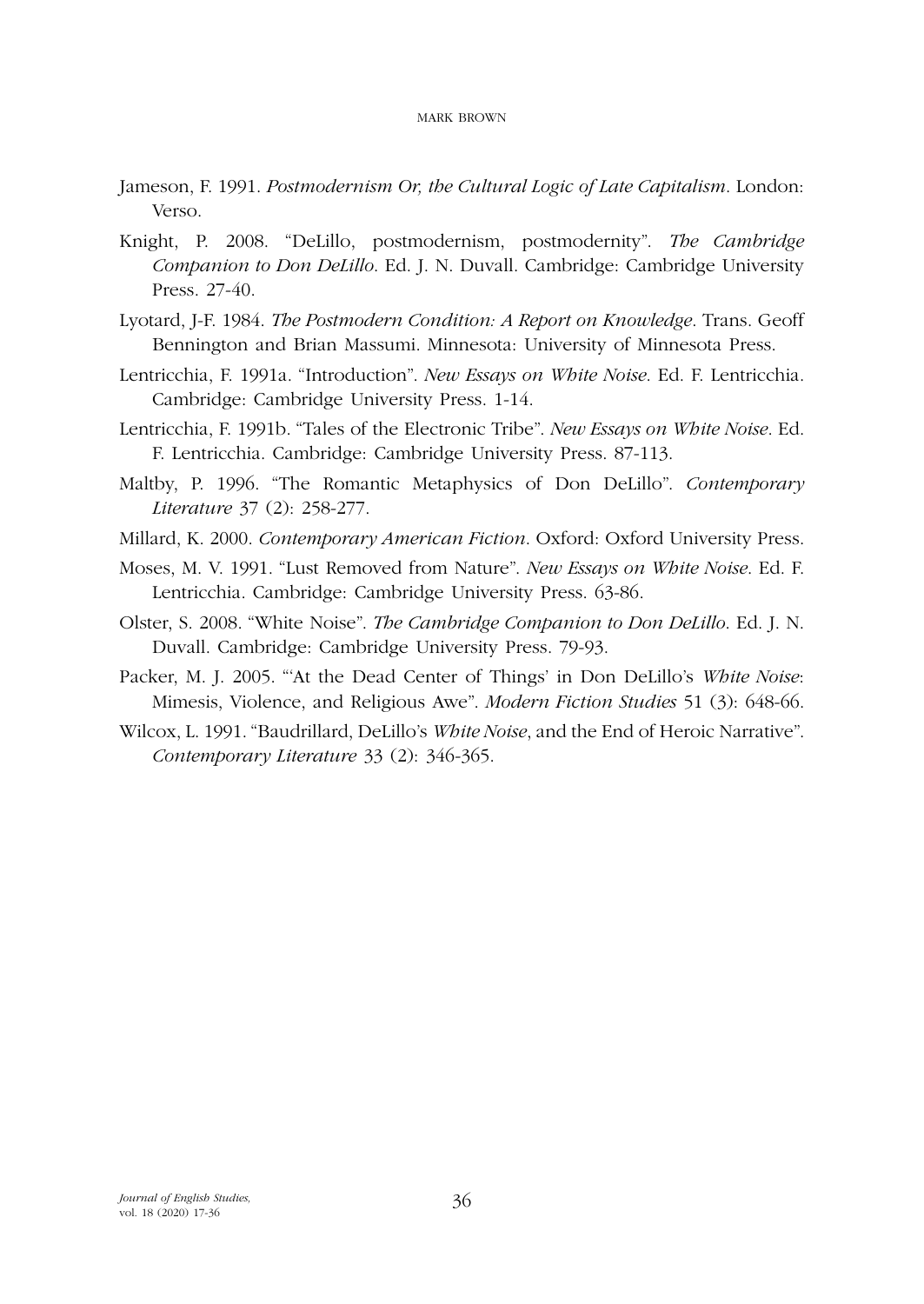Jameson, F. 1991. *Postmodernism Or, the Cultural Logic of Late Capitalism*. London: Verso.

Knight, P. 2008. "DeLillo, postmodernism, postmodernity". *The Cambridge Companion to Don DeLillo*. Ed. J. N. Duvall. Cambridge: Cambridge University Press. 27-40.

Lyotard, J-F. 1984. *The Postmodern Condition: A Report on Knowledge*. Trans. Geoff Bennington and Brian Massumi. Minnesota: University of Minnesota Press.

Lentricchia, F. 1991a. "Introduction". *New Essays on White Noise*. Ed. F. Lentricchia. Cambridge: Cambridge University Press. 1-14.

Lentricchia, F. 1991b. "Tales of the Electronic Tribe". *New Essays on White Noise*. Ed. F. Lentricchia. Cambridge: Cambridge University Press. 87-113.

Maltby, P. 1996. "The Romantic Metaphysics of Don DeLillo". *Contemporary Literature* 37 (2): 258-277.

Millard, K. 2000. *Contemporary American Fiction*. Oxford: Oxford University Press.

Moses, M. V. 1991. "Lust Removed from Nature". *New Essays on White Noise*. Ed. F. Lentricchia. Cambridge: Cambridge University Press. 63-86.

Olster, S. 2008. "White Noise". *The Cambridge Companion to Don DeLillo*. Ed. J. N. Duvall. Cambridge: Cambridge University Press. 79-93.

Packer, M. J. 2005. "'At the Dead Center of Things' in Don DeLillo's *White Noise*: Mimesis, Violence, and Religious Awe". *Modern Fiction Studies* 51 (3): 648-66.

Wilcox, L. 1991. "Baudrillard, DeLillo's *White Noise*, and the End of Heroic Narrative". *Contemporary Literature* 33 (2): 346-365.